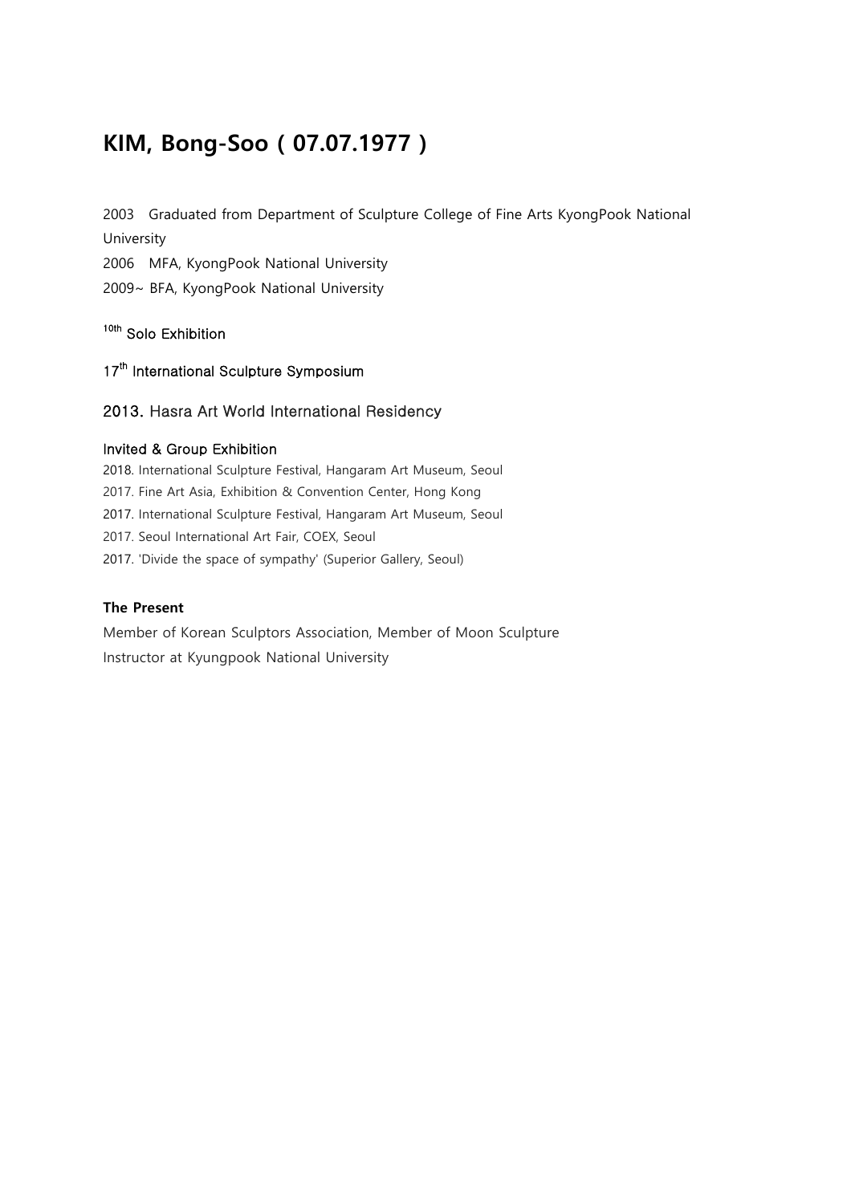# KIM, Bong-Soo ( 07.07.1977 )

2003 Graduated from Department of Sculpture College of Fine Arts KyongPook National University

2006 MFA, KyongPook National University

2009~ BFA, KyongPook National University

10th Solo Exhibition

17th International Sculpture Symposium

2013. Hasra Art World International Residency

Invited & Group Exhibition

2018. International Sculpture Festival, Hangaram Art Museum, Seoul

2017. Fine Art Asia, Exhibition & Convention Center, Hong Kong

2017. International Sculpture Festival, Hangaram Art Museum, Seoul

2017. Seoul International Art Fair, COEX, Seoul

2017. 'Divide the space of sympathy' (Superior Gallery, Seoul)

**The Present**

Member of Korean Sculptors Association, Member of Moon Sculpture

Instructor at Kyungpook National University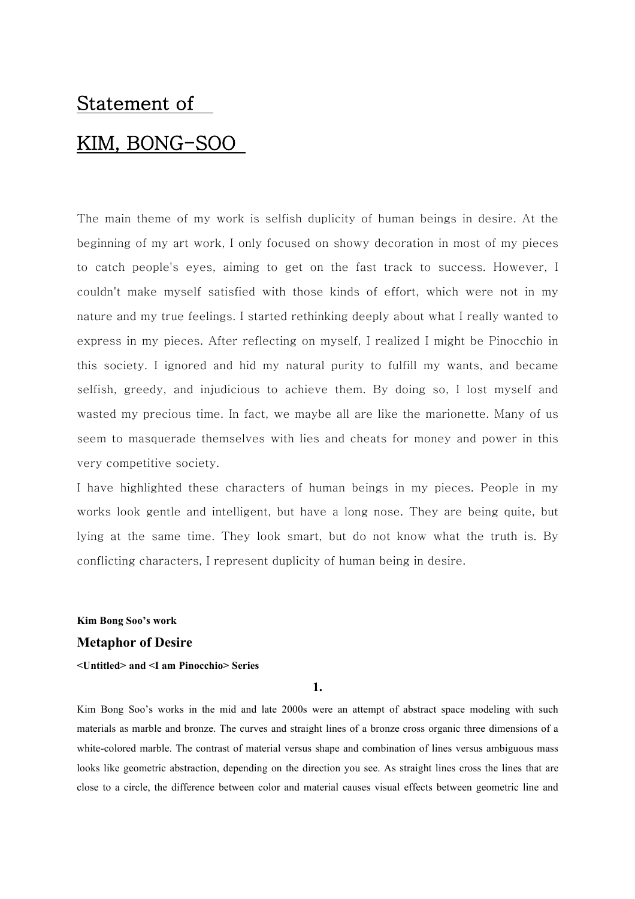# Statement of KIM, BONG-SOO

The main theme of my work is selfish duplicity of human beings in desire. At the beginning of my art work, I only focused on showy decoration in most of my pieces to catch people's eyes, aiming to get on the fast track to success. However, I couldn't make myself satisfied with those kinds of effort, which were not in my nature and my true feelings. I started rethinking deeply about what I really wanted to express in my pieces. After reflecting on myself, I realized I might be Pinocchio in this society. I ignored and hid my natural purity to fulfill my wants, and became selfish, greedy, and injudicious to achieve them. By doing so, I lost myself and wasted my precious time. In fact, we maybe all are like the marionette. Many of us seem to masquerade themselves with lies and cheats for money and power in this very competitive society.

I have highlighted these characters of human beings in my pieces. People in my works look gentle and intelligent, but have a long nose. They are being quite, but lying at the same time. They look smart, but do not know what the truth is. By conflicting characters, I represent duplicity of human being in desire.

**Kim Bong Soo's work**

## Metaphor of Desire

**<Untitled> and <I am Pinocchio> Series**

**1.**

Kim Bong Soo's works in the mid and late 2000s were an attempt of abstract space modeling with such materials as marble and bronze. The curves and straight lines of a bronze cross organic three dimensions of a white-colored marble. The contrast of material versus shape and combination of lines versus ambiguous mass looks like geometric abstraction, depending on the direction you see. As straight lines cross the lines that are close to a circle, the difference between color and material causes visual effects between geometric line and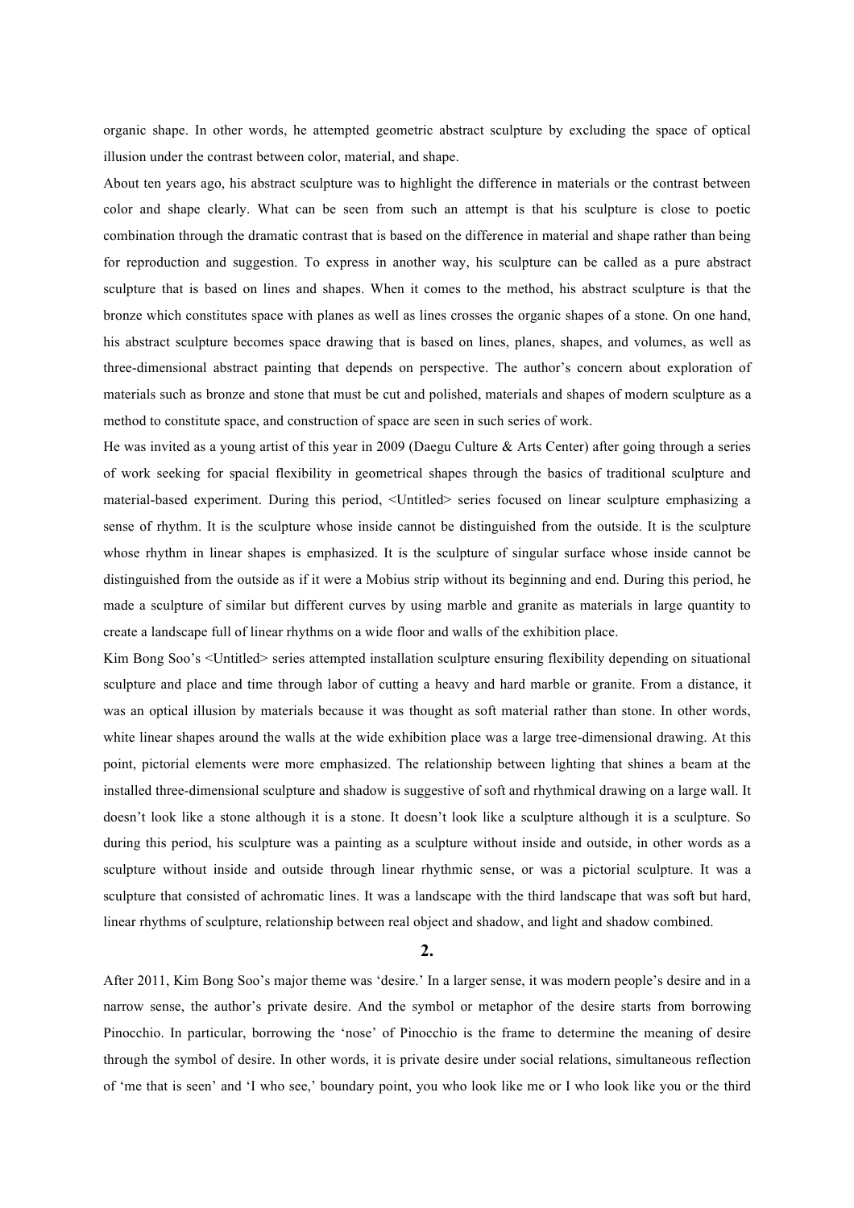organic shape. In other words, he attempted geometric abstract sculpture by excluding the space of optical illusion under the contrast between color, material, and shape.

About ten years ago, his abstract sculpture was to highlight the difference in materials or the contrast between color and shape clearly. What can be seen from such an attempt is that his sculpture is close to poetic combination through the dramatic contrast that is based on the difference in material and shape rather than being for reproduction and suggestion. To express in another way, his sculpture can be called as a pure abstract sculpture that is based on lines and shapes. When it comes to the method, his abstract sculpture is that the bronze which constitutes space with planes as well as lines crosses the organic shapes of a stone. On one hand, his abstract sculpture becomes space drawing that is based on lines, planes, shapes, and volumes, as well as three-dimensional abstract painting that depends on perspective. The author's concern about exploration of materials such as bronze and stone that must be cut and polished, materials and shapes of modern sculpture as a method to constitute space, and construction of space are seen in such series of work.

He was invited as a young artist of this year in 2009 (Daegu Culture & Arts Center) after going through a series of work seeking for spacial flexibility in geometrical shapes through the basics of traditional sculpture and material-based experiment. During this period, <Untitled> series focused on linear sculpture emphasizing a sense of rhythm. It is the sculpture whose inside cannot be distinguished from the outside. It is the sculpture whose rhythm in linear shapes is emphasized. It is the sculpture of singular surface whose inside cannot be distinguished from the outside as if it were a Mobius strip without its beginning and end. During this period, he made a sculpture of similar but different curves by using marble and granite as materials in large quantity to create a landscape full of linear rhythms on a wide floor and walls of the exhibition place.

Kim Bong Soo's <Untitled> series attempted installation sculpture ensuring flexibility depending on situational sculpture and place and time through labor of cutting a heavy and hard marble or granite. From a distance, it was an optical illusion by materials because it was thought as soft material rather than stone. In other words, white linear shapes around the walls at the wide exhibition place was a large tree-dimensional drawing. At this point, pictorial elements were more emphasized. The relationship between lighting that shines a beam at the installed three-dimensional sculpture and shadow is suggestive of soft and rhythmical drawing on a large wall. It doesn't look like a stone although it is a stone. It doesn't look like a sculpture although it is a sculpture. So during this period, his sculpture was a painting as a sculpture without inside and outside, in other words as a sculpture without inside and outside through linear rhythmic sense, or was a pictorial sculpture. It was a sculpture that consisted of achromatic lines. It was a landscape with the third landscape that was soft but hard, linear rhythms of sculpture, relationship between real object and shadow, and light and shadow combined.

## 2.

After 2011, Kim Bong Soo's major theme was 'desire.' In a larger sense, it was modern people's desire and in a narrow sense, the author's private desire. And the symbol or metaphor of the desire starts from borrowing Pinocchio. In particular, borrowing the 'nose' of Pinocchio is the frame to determine the meaning of desire through the symbol of desire. In other words, it is private desire under social relations, simultaneous reflection of 'me that is seen' and 'I who see,' boundary point, you who look like me or I who look like you or the third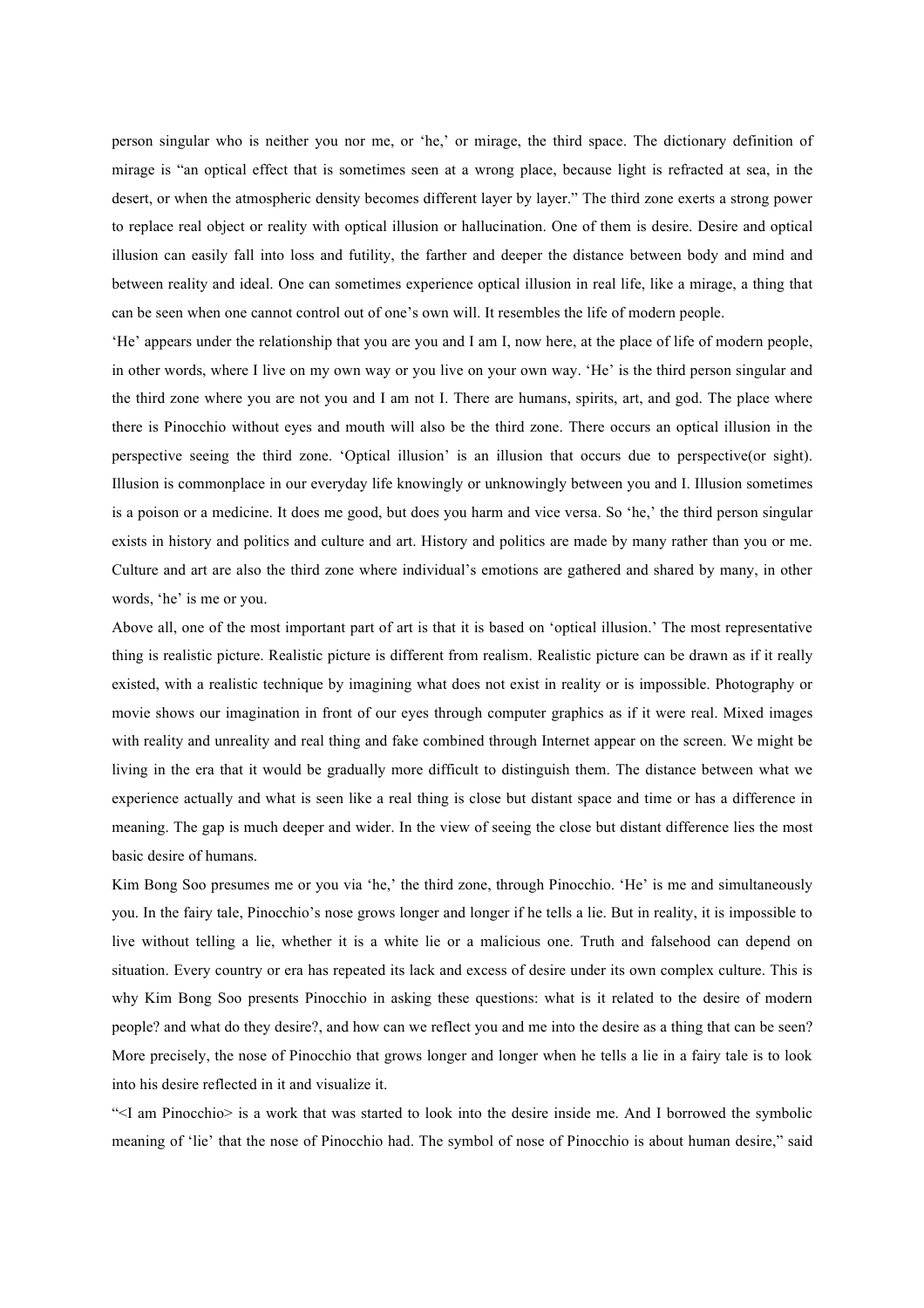person singular who is neither you nor me, or 'he,' or mirage, the third space. The dictionary definition of mirage is "an optical effect that is sometimes seen at a wrong place, because light is refracted at sea, in the desert, or when the atmospheric density becomes different layer by layer." The third zone exerts a strong power to replace real object or reality with optical illusion or hallucination. One of them is desire. Desire and optical illusion can easily fall into loss and futility, the farther and deeper the distance between body and mind and between reality and ideal. One can sometimes experience optical illusion in real life, like a mirage, a thing that can be seen when one cannot control out of one's own will. It resembles the life of modern people.

'He' appears under the relationship that you are you and I am I, now here, at the place of life of modern people, in other words, where I live on my own way or you live on your own way. 'He' is the third person singular and the third zone where you are not you and I am not I. There are humans, spirits, art, and god. The place where there is Pinocchio without eyes and mouth will also be the third zone. There occurs an optical illusion in the perspective seeing the third zone. 'Optical illusion' is an illusion that occurs due to perspective(or sight). Illusion is commonplace in our everyday life knowingly or unknowingly between you and I. Illusion sometimes is a poison or a medicine. It does me good, but does you harm and vice versa. So 'he,' the third person singular exists in history and politics and culture and art. History and politics are made by many rather than you or me. Culture and art are also the third zone where individual's emotions are gathered and shared by many, in other words, 'he' is me or you.

Above all, one of the most important part of art is that it is based on 'optical illusion.' The most representative thing is realistic picture. Realistic picture is different from realism. Realistic picture can be drawn as if it really existed, with a realistic technique by imagining what does not exist in reality or is impossible. Photography or movie shows our imagination in front of our eyes through computer graphics as if it were real. Mixed images with reality and unreality and real thing and fake combined through Internet appear on the screen. We might be living in the era that it would be gradually more difficult to distinguish them. The distance between what we experience actually and what is seen like a real thing is close but distant space and time or has a difference in meaning. The gap is much deeper and wider. In the view of seeing the close but distant difference lies the most basic desire of humans.

Kim Bong Soo presumes me or you via 'he,' the third zone, through Pinocchio. 'He' is me and simultaneously you. In the fairy tale, Pinocchio's nose grows longer and longer if he tells a lie. But in reality, it is impossible to live without telling a lie, whether it is a white lie or a malicious one. Truth and falsehood can depend on situation. Every country or era has repeated its lack and excess of desire under its own complex culture. This is why Kim Bong Soo presents Pinocchio in asking these questions: what is it related to the desire of modern people? and what do they desire?, and how can we reflect you and me into the desire as a thing that can be seen? More precisely, the nose of Pinocchio that grows longer and longer when he tells a lie in a fairy tale is to look into his desire reflected in it and visualize it.

"<I am Pinocchio> is a work that was started to look into the desire inside me. And I borrowed the symbolic meaning of 'lie' that the nose of Pinocchio had. The symbol of nose of Pinocchio is about human desire," said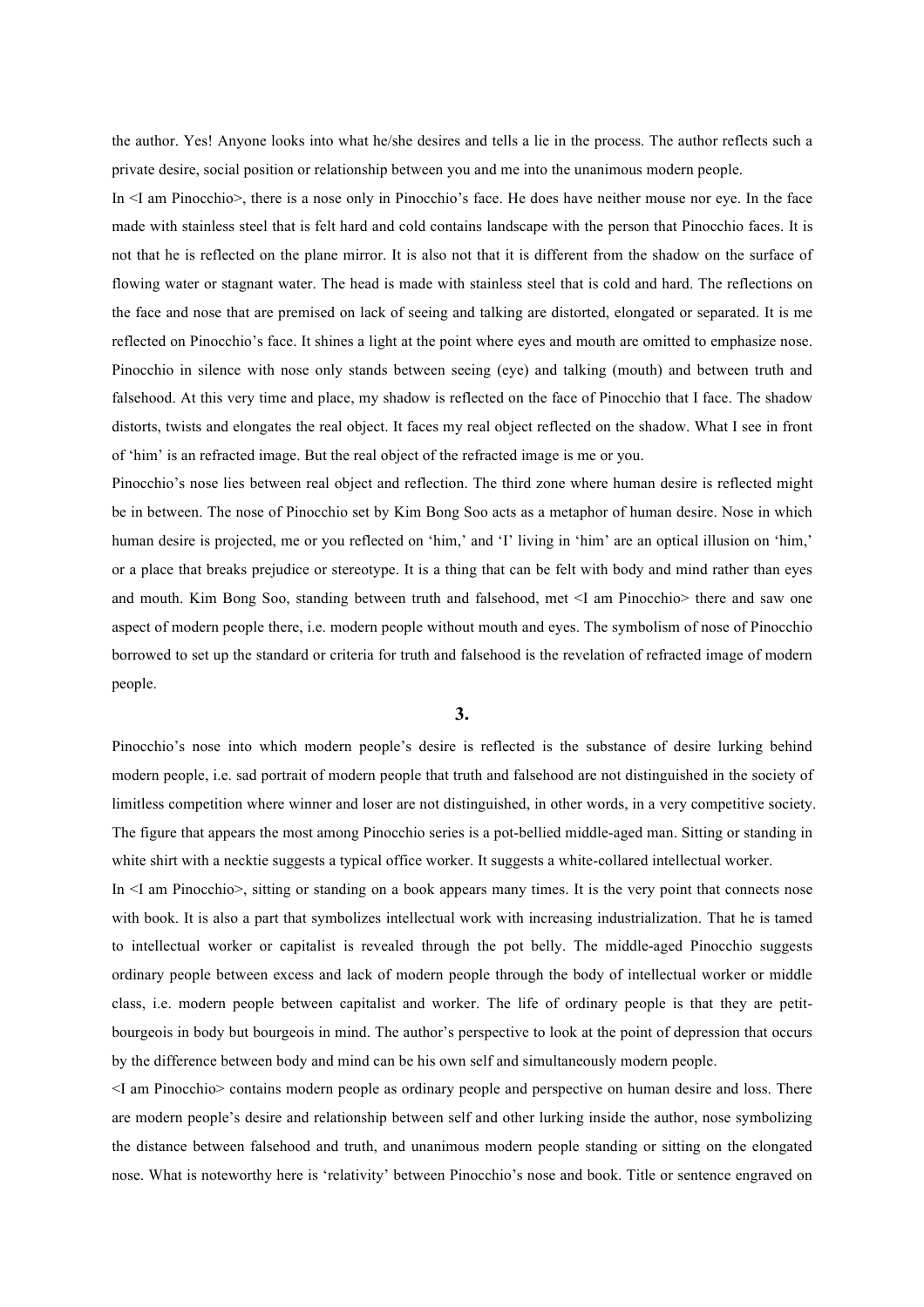the author. Yes! Anyone looks into what he/she desires and tells a lie in the process. The author reflects such a private desire, social position or relationship between you and me into the unanimous modern people.

In <I am Pinocchio>, there is a nose only in Pinocchio's face. He does have neither mouse nor eye. In the face made with stainless steel that is felt hard and cold contains landscape with the person that Pinocchio faces. It is not that he is reflected on the plane mirror. It is also not that it is different from the shadow on the surface of flowing water or stagnant water. The head is made with stainless steel that is cold and hard. The reflections on the face and nose that are premised on lack of seeing and talking are distorted, elongated or separated. It is me reflected on Pinocchio's face. It shines a light at the point where eyes and mouth are omitted to emphasize nose. Pinocchio in silence with nose only stands between seeing (eye) and talking (mouth) and between truth and falsehood. At this very time and place, my shadow is reflected on the face of Pinocchio that I face. The shadow distorts, twists and elongates the real object. It faces my real object reflected on the shadow. What I see in front of 'him' is an refracted image. But the real object of the refracted image is me or you.

Pinocchio's nose lies between real object and reflection. The third zone where human desire is reflected might be in between. The nose of Pinocchio set by Kim Bong Soo acts as a metaphor of human desire. Nose in which human desire is projected, me or you reflected on 'him,' and 'I' living in 'him' are an optical illusion on 'him,' or a place that breaks prejudice or stereotype. It is a thing that can be felt with body and mind rather than eyes and mouth. Kim Bong Soo, standing between truth and falsehood, met <I am Pinocchio> there and saw one aspect of modern people there, i.e. modern people without mouth and eyes. The symbolism of nose of Pinocchio borrowed to set up the standard or criteria for truth and falsehood is the revelation of refracted image of modern people.

## 3.

Pinocchio's nose into which modern people's desire is reflected is the substance of desire lurking behind modern people, i.e. sad portrait of modern people that truth and falsehood are not distinguished in the society of limitless competition where winner and loser are not distinguished, in other words, in a very competitive society. The figure that appears the most among Pinocchio series is a pot-bellied middle-aged man. Sitting or standing in white shirt with a necktie suggests a typical office worker. It suggests a white-collared intellectual worker.

In <I am Pinocchio>, sitting or standing on a book appears many times. It is the very point that connects nose with book. It is also a part that symbolizes intellectual work with increasing industrialization. That he is tamed to intellectual worker or capitalist is revealed through the pot belly. The middle-aged Pinocchio suggests ordinary people between excess and lack of modern people through the body of intellectual worker or middle class, i.e. modern people between capitalist and worker. The life of ordinary people is that they are petit-bourgeois in body but bourgeois in mind. The author's perspective to look at the point of depression that occurs by the difference between body and mind can be his own self and simultaneously modern people.

<I am Pinocchio> contains modern people as ordinary people and perspective on human desire and loss. There are modern people's desire and relationship between self and other lurking inside the author, nose symbolizing the distance between falsehood and truth, and unanimous modern people standing or sitting on the elongated nose. What is noteworthy here is 'relativity' between Pinocchio's nose and book. Title or sentence engraved on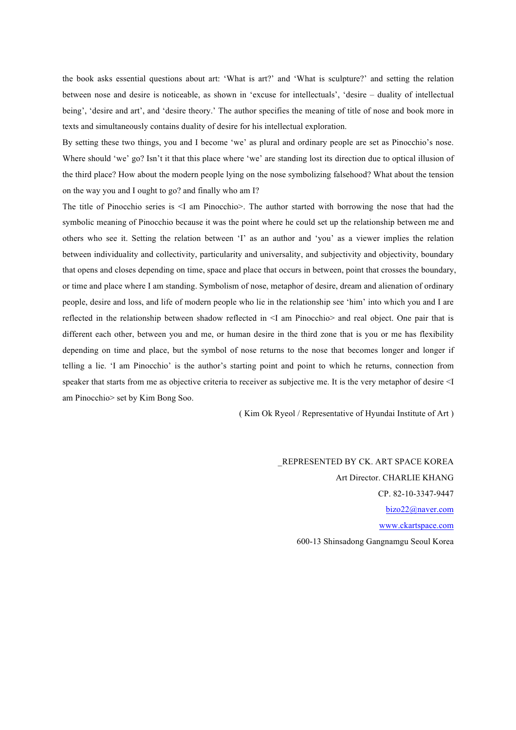the book asks essential questions about art: 'What is art?' and 'What is sculpture?' and setting the relation between nose and desire is noticeable, as shown in 'excuse for intellectuals', 'desire – duality of intellectual being', 'desire and art', and 'desire theory.' The author specifies the meaning of title of nose and book more in texts and simultaneously contains duality of desire for his intellectual exploration.

By setting these two things, you and I become 'we' as plural and ordinary people are set as Pinocchio's nose. Where should 'we' go? Isn't it that this place where 'we' are standing lost its direction due to optical illusion of the third place? How about the modern people lying on the nose symbolizing falsehood? What about the tension on the way you and I ought to go? and finally who am I?

The title of Pinocchio series is <I am Pinocchio>. The author started with borrowing the nose that had the symbolic meaning of Pinocchio because it was the point where he could set up the relationship between me and others who see it. Setting the relation between 'I' as an author and 'you' as a viewer implies the relation between individuality and collectivity, particularity and universality, and subjectivity and objectivity, boundary that opens and closes depending on time, space and place that occurs in between, point that crosses the boundary, or time and place where I am standing. Symbolism of nose, metaphor of desire, dream and alienation of ordinary people, desire and loss, and life of modern people who lie in the relationship see 'him' into which you and I are reflected in the relationship between shadow reflected in <I am Pinocchio> and real object. One pair that is different each other, between you and me, or human desire in the third zone that is you or me has flexibility depending on time and place, but the symbol of nose returns to the nose that becomes longer and longer if telling a lie. 'I am Pinocchio' is the author's starting point and point to which he returns, connection from speaker that starts from me as objective criteria to receiver as subjective me. It is the very metaphor of desire <I am Pinocchio> set by Kim Bong Soo.

( Kim Ok Ryeol / Representative of Hyundai Institute of Art )

_REPRESENTED BY CK. ART SPACE KOREA

Art Director. CHARLIE KHANG

CP. 82-10-3347-9447

bizo22@naver.com

www.ckartspace.com

600-13 Shinsadong Gangnamgu Seoul Korea